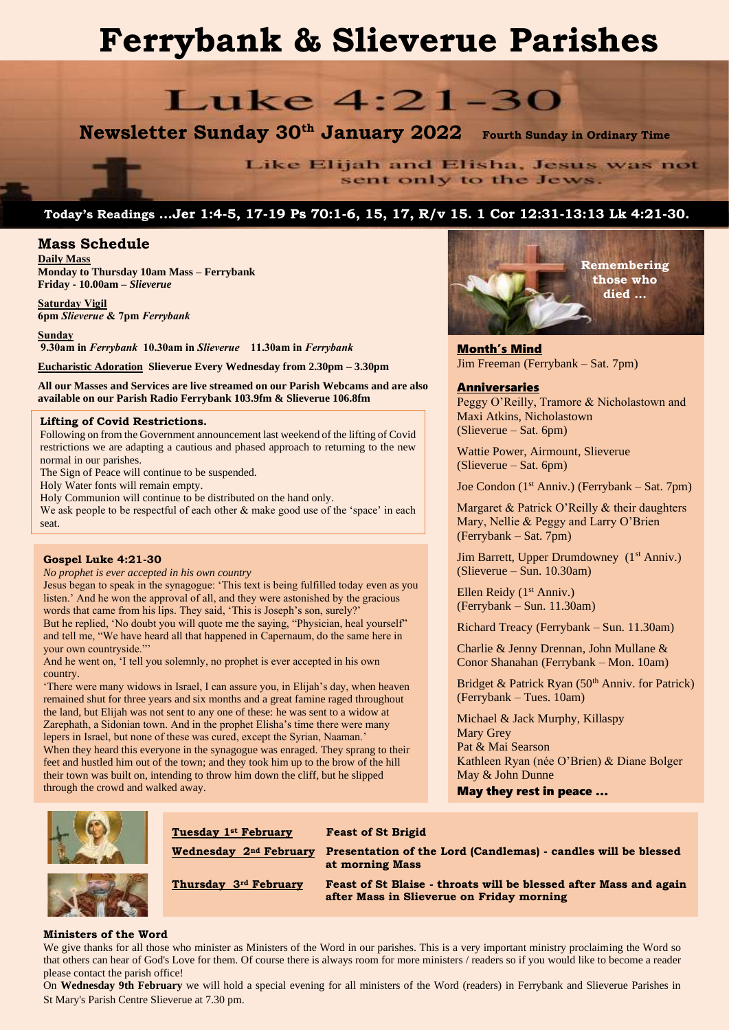# Ferrybank & Slieverue Parishes

## Luke 4:21-30

**Newsletter Sunday 30th January 2022** **Fourth Sunday in Ordinary Time**

Like Elijah and Elisha, Jesus was not sent only to the Jews.

**Today's Readings …Jer 1:4-5, 17-19 Ps 70:1-6, 15, 17, R/v 15. 1 Cor 12:31-13:13 Lk 4:21-30.**

## Mass Schedule

**Daily Mass**
**Monday to Thursday 10am Mass – Ferrybank**
**Friday - 10.00am –** ***Slieverue***

**Saturday Vigil**
**6pm** ***Slieverue*** **& 7pm** ***Ferrybank***

**Sunday**
**9.30am in** ***Ferrybank*** **10.30am in** ***Slieverue*** **11.30am in** ***Ferrybank***

**Eucharistic Adoration Slieverue Every Wednesday from 2.30pm – 3.30pm**

**All our Masses and Services are live streamed on our Parish Webcams and are also available on our Parish Radio Ferrybank 103.9fm & Slieverue 106.8fm**

### Lifting of Covid Restrictions.

Following on from the Government announcement last weekend of the lifting of Covid restrictions we are adapting a cautious and phased approach to returning to the new normal in our parishes.
The Sign of Peace will continue to be suspended.
Holy Water fonts will remain empty.
Holy Communion will continue to be distributed on the hand only.
We ask people to be respectful of each other & make good use of the 'space' in each seat.

### Gospel Luke 4:21-30

*No prophet is ever accepted in his own country*

Jesus began to speak in the synagogue: 'This text is being fulfilled today even as you listen.' And he won the approval of all, and they were astonished by the gracious words that came from his lips. They said, 'This is Joseph's son, surely?'
But he replied, 'No doubt you will quote me the saying, "Physician, heal yourself" and tell me, "We have heard all that happened in Capernaum, do the same here in your own countryside."'
And he went on, 'I tell you solemnly, no prophet is ever accepted in his own country.
'There were many widows in Israel, I can assure you, in Elijah's day, when heaven remained shut for three years and six months and a great famine raged throughout the land, but Elijah was not sent to any one of these: he was sent to a widow at Zarephath, a Sidonian town. And in the prophet Elisha's time there were many lepers in Israel, but none of these was cured, except the Syrian, Naaman.'
When they heard this everyone in the synagogue was enraged. They sprang to their feet and hustled him out of the town; and they took him up to the brow of the hill their town was built on, intending to throw him down the cliff, but he slipped through the crowd and walked away.

**Remembering those who died …**

**Month's Mind**
Jim Freeman (Ferrybank – Sat. 7pm)

**Anniversaries**
Peggy O'Reilly, Tramore & Nicholastown and Maxi Atkins, Nicholastown (Slieverue – Sat. 6pm)

Wattie Power, Airmount, Slieverue (Slieverue – Sat. 6pm)

Joe Condon (1st Anniv.) (Ferrybank – Sat. 7pm)

Margaret & Patrick O'Reilly & their daughters Mary, Nellie & Peggy and Larry O'Brien (Ferrybank – Sat. 7pm)

Jim Barrett, Upper Drumdowney (1st Anniv.) (Slieverue – Sun. 10.30am)

Ellen Reidy (1st Anniv.) (Ferrybank – Sun. 11.30am)

Richard Treacy (Ferrybank – Sun. 11.30am)

Charlie & Jenny Drennan, John Mullane & Conor Shanahan (Ferrybank – Mon. 10am)

Bridget & Patrick Ryan (50th Anniv. for Patrick) (Ferrybank – Tues. 10am)

Michael & Jack Murphy, Killaspy
Mary Grey
Pat & Mai Searson
Kathleen Ryan (née O'Brien) & Diane Bolger
May & John Dunne

**May they rest in peace …**

| | |
|---|---|
| **Tuesday 1st February** | **Feast of St Brigid** |
| **Wednesday 2nd February** | **Presentation of the Lord (Candlemas) - candles will be blessed at morning Mass** |
| **Thursday 3rd February** | **Feast of St Blaise - throats will be blessed after Mass and again after Mass in Slieverue on Friday morning** |

### Ministers of the Word

We give thanks for all those who minister as Ministers of the Word in our parishes. This is a very important ministry proclaiming the Word so that others can hear of God's Love for them. Of course there is always room for more ministers / readers so if you would like to become a reader please contact the parish office!

On **Wednesday 9th February** we will hold a special evening for all ministers of the Word (readers) in Ferrybank and Slieverue Parishes in St Mary's Parish Centre Slieverue at 7.30 pm.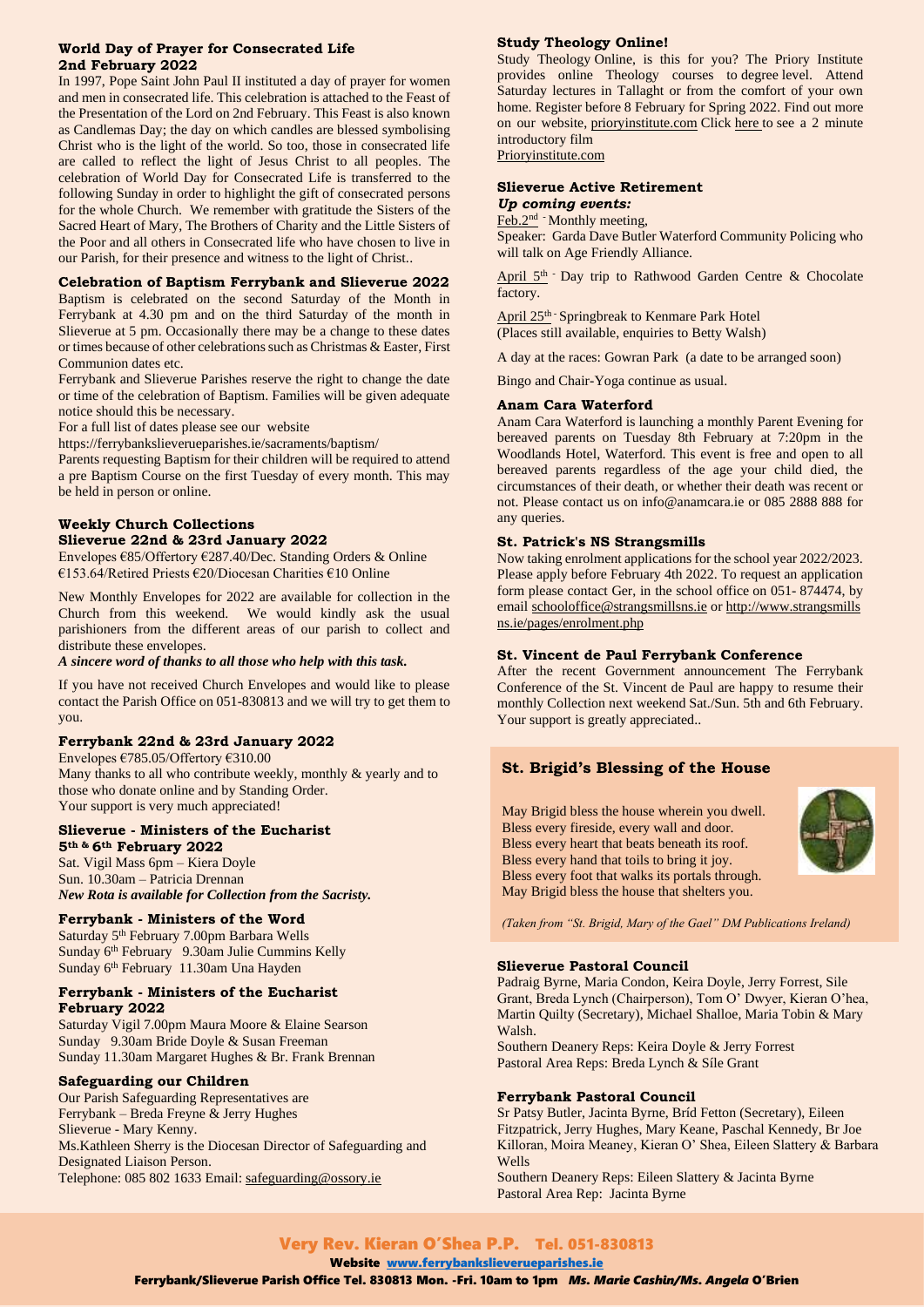### World Day of Prayer for Consecrated Life
### 2nd February 2022

In 1997, Pope Saint John Paul II instituted a day of prayer for women and men in consecrated life. This celebration is attached to the Feast of the Presentation of the Lord on 2nd February. This Feast is also known as Candlemas Day; the day on which candles are blessed symbolising Christ who is the light of the world. So too, those in consecrated life are called to reflect the light of Jesus Christ to all peoples. The celebration of World Day for Consecrated Life is transferred to the following Sunday in order to highlight the gift of consecrated persons for the whole Church. We remember with gratitude the Sisters of the Sacred Heart of Mary, The Brothers of Charity and the Little Sisters of the Poor and all others in Consecrated life who have chosen to live in our Parish, for their presence and witness to the light of Christ..

### Celebration of Baptism Ferrybank and Slieverue 2022

Baptism is celebrated on the second Saturday of the Month in Ferrybank at 4.30 pm and on the third Saturday of the month in Slieverue at 5 pm. Occasionally there may be a change to these dates or times because of other celebrations such as Christmas & Easter, First Communion dates etc.

Ferrybank and Slieverue Parishes reserve the right to change the date or time of the celebration of Baptism. Families will be given adequate notice should this be necessary.

For a full list of dates please see our website

https://ferrybankslievereueparishes.ie/sacraments/baptism/

Parents requesting Baptism for their children will be required to attend a pre Baptism Course on the first Tuesday of every month. This may be held in person or online.

### Weekly Church Collections
### Slieverue 22nd & 23rd January 2022

Envelopes €85/Offertory €287.40/Dec. Standing Orders & Online €153.64/Retired Priests €20/Diocesan Charities €10 Online

New Monthly Envelopes for 2022 are available for collection in the Church from this weekend. We would kindly ask the usual parishioners from the different areas of our parish to collect and distribute these envelopes.

***A sincere word of thanks to all those who help with this task.***

If you have not received Church Envelopes and would like to please contact the Parish Office on 051-830813 and we will try to get them to you.

### Ferrybank 22nd & 23rd January 2022

Envelopes €785.05/Offertory €310.00

Many thanks to all who contribute weekly, monthly & yearly and to those who donate online and by Standing Order.

Your support is very much appreciated!

### Slieverue - Ministers of the Eucharist
### 5th & 6th February 2022

Sat. Vigil Mass 6pm – Kiera Doyle

Sun. 10.30am – Patricia Drennan

***New Rota is available for Collection from the Sacristy.***

### Ferrybank - Ministers of the Word

Saturday 5th February 7.00pm Barbara Wells

Sunday 6th February 9.30am Julie Cummins Kelly

Sunday 6th February 11.30am Una Hayden

### Ferrybank - Ministers of the Eucharist
### February 2022

Saturday Vigil 7.00pm Maura Moore & Elaine Searson

Sunday 9.30am Bride Doyle & Susan Freeman

Sunday 11.30am Margaret Hughes & Br. Frank Brennan

### Safeguarding our Children

Our Parish Safeguarding Representatives are

Ferrybank – Breda Freyne & Jerry Hughes

Slieverue - Mary Kenny.

Ms.Kathleen Sherry is the Diocesan Director of Safeguarding and Designated Liaison Person.

Telephone: 085 802 1633 Email: safeguarding@ossory.ie

### Study Theology Online!

Study Theology Online, is this for you? The Priory Institute provides online Theology courses to degree level. Attend Saturday lectures in Tallaght or from the comfort of your own home. Register before 8 February for Spring 2022. Find out more on our website, prioryinstitute.com Click here to see a 2 minute introductory film

Prioryinstitute.com

### Slieverue Active Retirement
***Up coming events:***

Feb.2nd - Monthly meeting,

Speaker: Garda Dave Butler Waterford Community Policing who will talk on Age Friendly Alliance.

April 5th - Day trip to Rathwood Garden Centre & Chocolate factory.

April 25th - Springbreak to Kenmare Park Hotel

(Places still available, enquiries to Betty Walsh)

A day at the races: Gowran Park (a date to be arranged soon)

Bingo and Chair-Yoga continue as usual.

### Anam Cara Waterford

Anam Cara Waterford is launching a monthly Parent Evening for bereaved parents on Tuesday 8th February at 7:20pm in the Woodlands Hotel, Waterford. This event is free and open to all bereaved parents regardless of the age your child died, the circumstances of their death, or whether their death was recent or not. Please contact us on info@anamcara.ie or 085 2888 888 for any queries.

### St. Patrick's NS Strangsmills

Now taking enrolment applications for the school year 2022/2023. Please apply before February 4th 2022. To request an application form please contact Ger, in the school office on 051- 874474, by email schooloffice@strangsmillsns.ie or http://www.strangsmillsns.ie/pages/enrolment.php

### St. Vincent de Paul Ferrybank Conference

After the recent Government announcement The Ferrybank Conference of the St. Vincent de Paul are happy to resume their monthly Collection next weekend Sat./Sun. 5th and 6th February. Your support is greatly appreciated..

### St. Brigid's Blessing of the House

May Brigid bless the house wherein you dwell.
Bless every fireside, every wall and door.
Bless every heart that beats beneath its roof.
Bless every hand that toils to bring it joy.
Bless every foot that walks its portals through.
May Brigid bless the house that shelters you.

*(Taken from "St. Brigid, Mary of the Gael" DM Publications Ireland)*

### Slieverue Pastoral Council

Padraig Byrne, Maria Condon, Keira Doyle, Jerry Forrest, Sile Grant, Breda Lynch (Chairperson), Tom O' Dwyer, Kieran O'hea, Martin Quilty (Secretary), Michael Shalloe, Maria Tobin & Mary Walsh.

Southern Deanery Reps: Keira Doyle & Jerry Forrest

Pastoral Area Reps: Breda Lynch & Síle Grant

### Ferrybank Pastoral Council

Sr Patsy Butler, Jacinta Byrne, Bríd Fetton (Secretary), Eileen Fitzpatrick, Jerry Hughes, Mary Keane, Paschal Kennedy, Br Joe Killoran, Moira Meaney, Kieran O' Shea, Eileen Slattery & Barbara Wells

Southern Deanery Reps: Eileen Slattery & Jacinta Byrne

Pastoral Area Rep: Jacinta Byrne

**Very Rev. Kieran O'Shea P.P. Tel. 051-830813**

**Website www.ferrybankslievereueparishes.ie**

**Ferrybank/Slieverue Parish Office Tel. 830813 Mon. -Fri. 10am to 1pm *Ms. Marie Cashin/Ms. Angela* O'Brien**